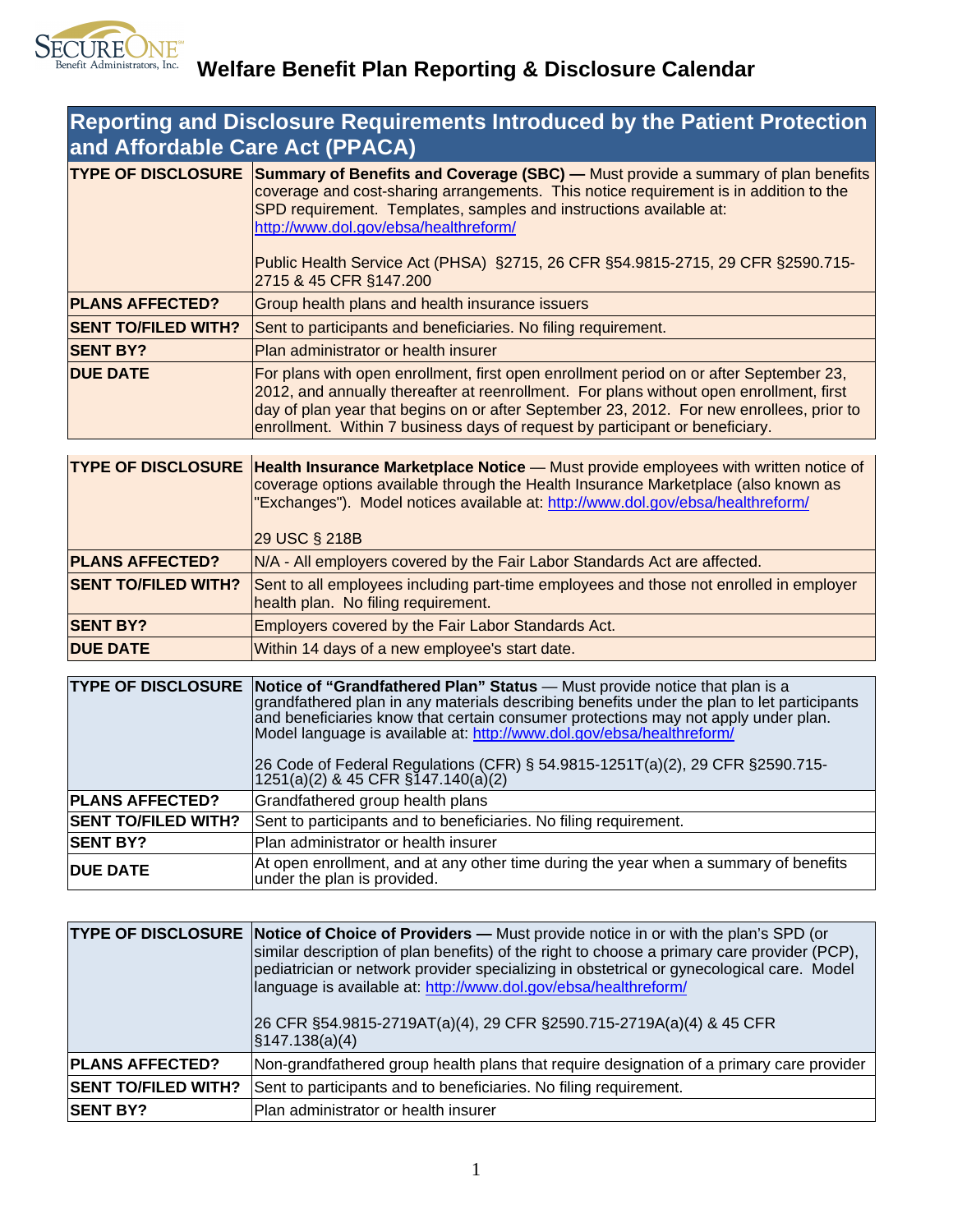# Welfare Benefit Plan Reporting & Disclosure Calendar

## Reporting and Disclosure Requirements Introduced by the Patient Protection and Affordable Care Act (PPACA)

| | |
|---|---|
| **TYPE OF DISCLOSURE** | **Summary of Benefits and Coverage (SBC) —** Must provide a summary of plan benefits coverage and cost-sharing arrangements. This notice requirement is in addition to the SPD requirement. Templates, samples and instructions available at: http://www.dol.gov/ebsa/healthreform/<br><br>Public Health Service Act (PHSA) §2715, 26 CFR §54.9815-2715, 29 CFR §2590.715-2715 & 45 CFR §147.200 |
| **PLANS AFFECTED?** | Group health plans and health insurance issuers |
| **SENT TO/FILED WITH?** | Sent to participants and beneficiaries. No filing requirement. |
| **SENT BY?** | Plan administrator or health insurer |
| **DUE DATE** | For plans with open enrollment, first open enrollment period on or after September 23, 2012, and annually thereafter at reenrollment. For plans without open enrollment, first day of plan year that begins on or after September 23, 2012. For new enrollees, prior to enrollment. Within 7 business days of request by participant or beneficiary. |

| | |
|---|---|
| **TYPE OF DISCLOSURE** | **Health Insurance Marketplace Notice** — Must provide employees with written notice of coverage options available through the Health Insurance Marketplace (also known as "Exchanges"). Model notices available at: http://www.dol.gov/ebsa/healthreform/<br><br>29 USC § 218B |
| **PLANS AFFECTED?** | N/A - All employers covered by the Fair Labor Standards Act are affected. |
| **SENT TO/FILED WITH?** | Sent to all employees including part-time employees and those not enrolled in employer health plan. No filing requirement. |
| **SENT BY?** | Employers covered by the Fair Labor Standards Act. |
| **DUE DATE** | Within 14 days of a new employee's start date. |

| | |
|---|---|
| **TYPE OF DISCLOSURE** | **Notice of "Grandfathered Plan" Status** — Must provide notice that plan is a grandfathered plan in any materials describing benefits under the plan to let participants and beneficiaries know that certain consumer protections may not apply under plan. Model language is available at: http://www.dol.gov/ebsa/healthreform/<br><br>26 Code of Federal Regulations (CFR) § 54.9815-1251T(a)(2), 29 CFR §2590.715-1251(a)(2) & 45 CFR §147.140(a)(2) |
| **PLANS AFFECTED?** | Grandfathered group health plans |
| **SENT TO/FILED WITH?** | Sent to participants and to beneficiaries. No filing requirement. |
| **SENT BY?** | Plan administrator or health insurer |
| **DUE DATE** | At open enrollment, and at any other time during the year when a summary of benefits under the plan is provided. |

| | |
|---|---|
| **TYPE OF DISCLOSURE** | **Notice of Choice of Providers —** Must provide notice in or with the plan's SPD (or similar description of plan benefits) of the right to choose a primary care provider (PCP), pediatrician or network provider specializing in obstetrical or gynecological care. Model language is available at: http://www.dol.gov/ebsa/healthreform/<br><br>26 CFR §54.9815-2719AT(a)(4), 29 CFR §2590.715-2719A(a)(4) & 45 CFR §147.138(a)(4) |
| **PLANS AFFECTED?** | Non-grandfathered group health plans that require designation of a primary care provider |
| **SENT TO/FILED WITH?** | Sent to participants and to beneficiaries. No filing requirement. |
| **SENT BY?** | Plan administrator or health insurer |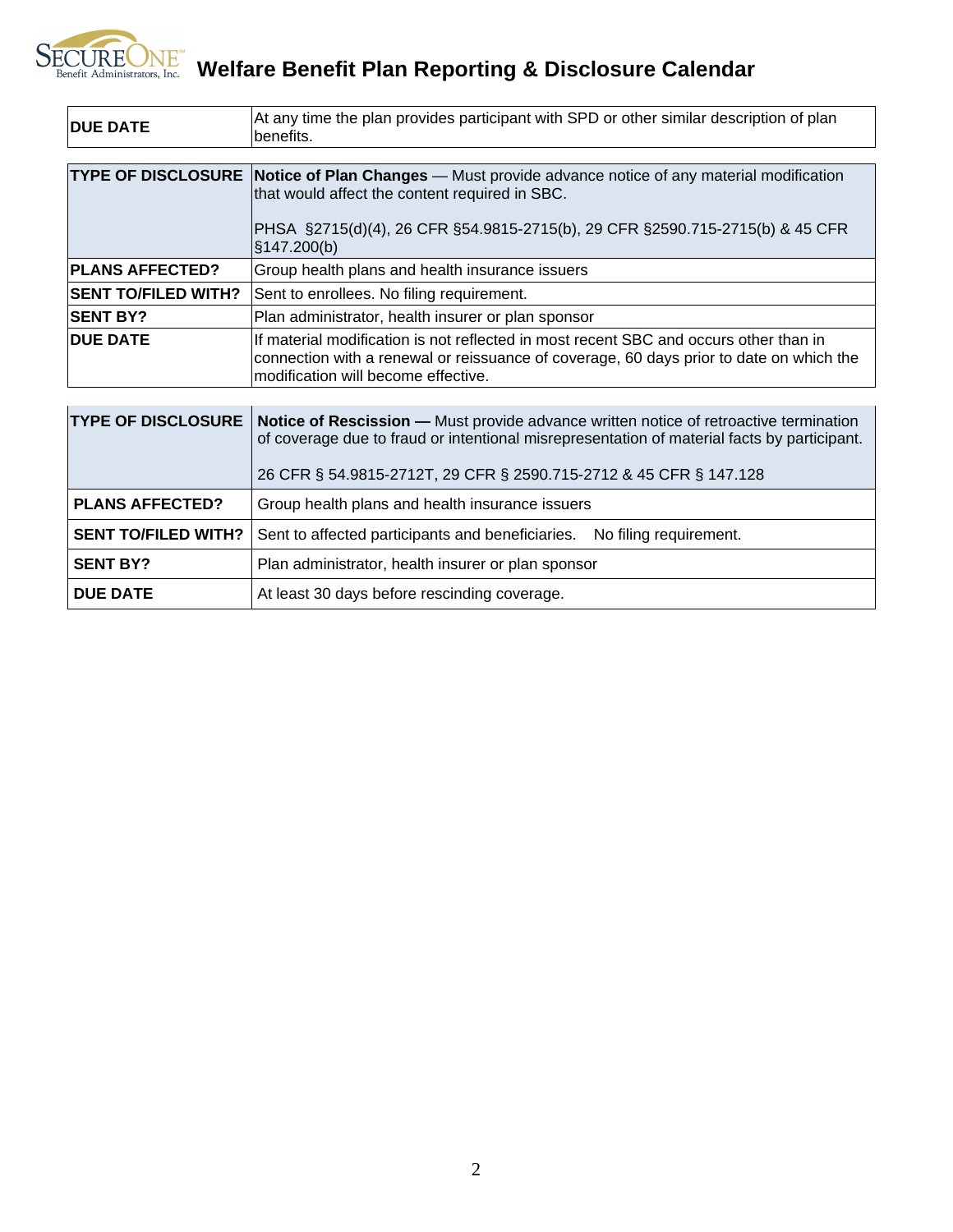| DUE DATE | At any time the plan provides participant with SPD or other similar description of plan benefits. |
|---|---|

| TYPE OF DISCLOSURE | **Notice of Plan Changes** — Must provide advance notice of any material modification that would affect the content required in SBC.<br><br>PHSA §2715(d)(4), 26 CFR §54.9815-2715(b), 29 CFR §2590.715-2715(b) & 45 CFR §147.200(b) |
|---|---|
| **PLANS AFFECTED?** | Group health plans and health insurance issuers |
| **SENT TO/FILED WITH?** | Sent to enrollees. No filing requirement. |
| **SENT BY?** | Plan administrator, health insurer or plan sponsor |
| **DUE DATE** | If material modification is not reflected in most recent SBC and occurs other than in connection with a renewal or reissuance of coverage, 60 days prior to date on which the modification will become effective. |

| TYPE OF DISCLOSURE | **Notice of Rescission —** Must provide advance written notice of retroactive termination of coverage due to fraud or intentional misrepresentation of material facts by participant.<br><br>26 CFR § 54.9815-2712T, 29 CFR § 2590.715-2712 & 45 CFR § 147.128 |
|---|---|
| **PLANS AFFECTED?** | Group health plans and health insurance issuers |
| **SENT TO/FILED WITH?** | Sent to affected participants and beneficiaries. No filing requirement. |
| **SENT BY?** | Plan administrator, health insurer or plan sponsor |
| **DUE DATE** | At least 30 days before rescinding coverage. |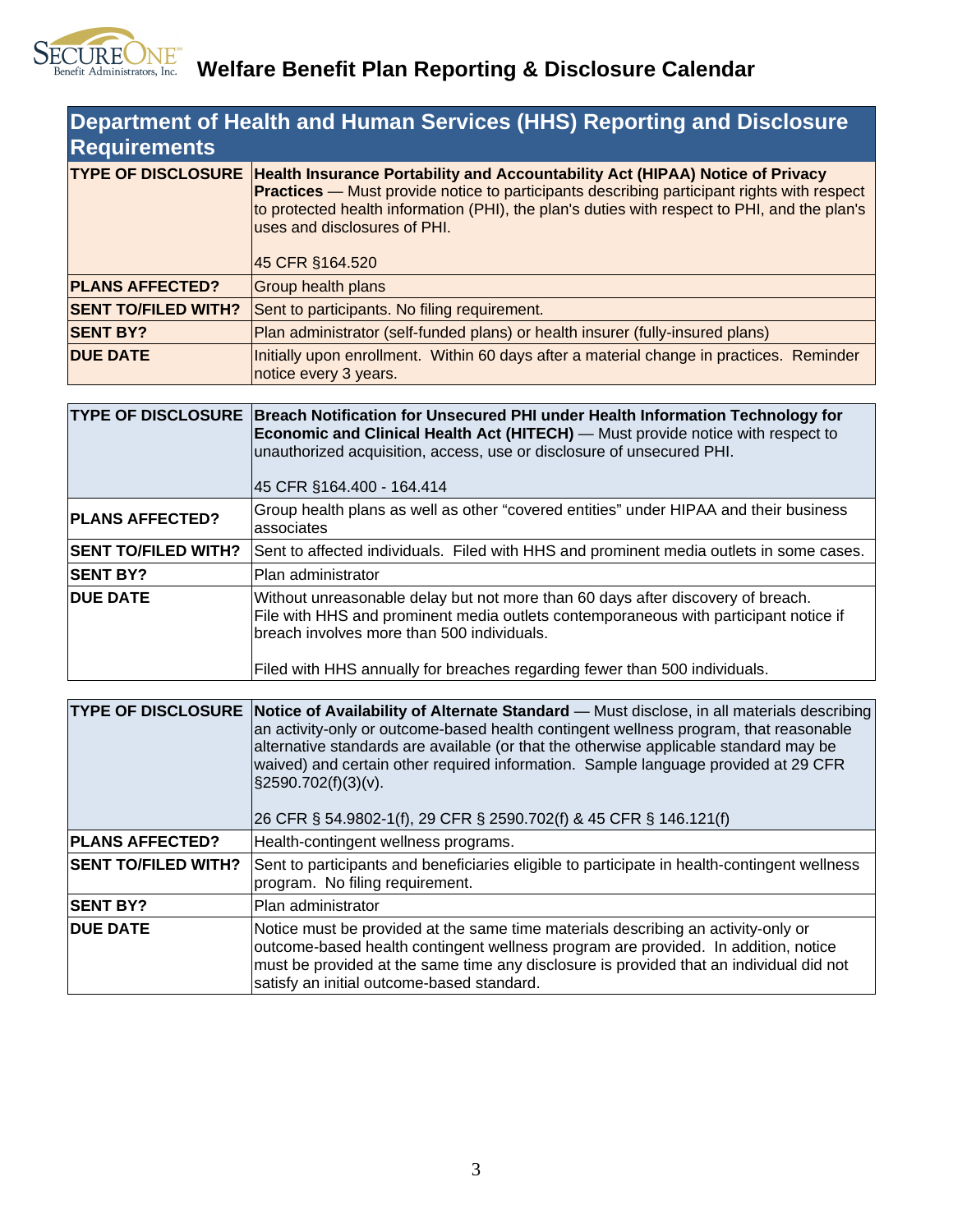# Welfare Benefit Plan Reporting & Disclosure Calendar

## Department of Health and Human Services (HHS) Reporting and Disclosure Requirements

| TYPE OF DISCLOSURE | **Health Insurance Portability and Accountability Act (HIPAA) Notice of Privacy Practices** — Must provide notice to participants describing participant rights with respect to protected health information (PHI), the plan's duties with respect to PHI, and the plan's uses and disclosures of PHI.<br><br>45 CFR §164.520 |
|---|---|
| **PLANS AFFECTED?** | Group health plans |
| **SENT TO/FILED WITH?** | Sent to participants. No filing requirement. |
| **SENT BY?** | Plan administrator (self-funded plans) or health insurer (fully-insured plans) |
| **DUE DATE** | Initially upon enrollment. Within 60 days after a material change in practices. Reminder notice every 3 years. |

| TYPE OF DISCLOSURE | **Breach Notification for Unsecured PHI under Health Information Technology for Economic and Clinical Health Act (HITECH)** — Must provide notice with respect to unauthorized acquisition, access, use or disclosure of unsecured PHI.<br><br>45 CFR §164.400 - 164.414 |
|---|---|
| **PLANS AFFECTED?** | Group health plans as well as other "covered entities" under HIPAA and their business associates |
| **SENT TO/FILED WITH?** | Sent to affected individuals. Filed with HHS and prominent media outlets in some cases. |
| **SENT BY?** | Plan administrator |
| **DUE DATE** | Without unreasonable delay but not more than 60 days after discovery of breach. File with HHS and prominent media outlets contemporaneous with participant notice if breach involves more than 500 individuals.<br><br>Filed with HHS annually for breaches regarding fewer than 500 individuals. |

| TYPE OF DISCLOSURE | **Notice of Availability of Alternate Standard** — Must disclose, in all materials describing an activity-only or outcome-based health contingent wellness program, that reasonable alternative standards are available (or that the otherwise applicable standard may be waived) and certain other required information. Sample language provided at 29 CFR §2590.702(f)(3)(v).<br><br>26 CFR § 54.9802-1(f), 29 CFR § 2590.702(f) & 45 CFR § 146.121(f) |
|---|---|
| **PLANS AFFECTED?** | Health-contingent wellness programs. |
| **SENT TO/FILED WITH?** | Sent to participants and beneficiaries eligible to participate in health-contingent wellness program. No filing requirement. |
| **SENT BY?** | Plan administrator |
| **DUE DATE** | Notice must be provided at the same time materials describing an activity-only or outcome-based health contingent wellness program are provided. In addition, notice must be provided at the same time any disclosure is provided that an individual did not satisfy an initial outcome-based standard. |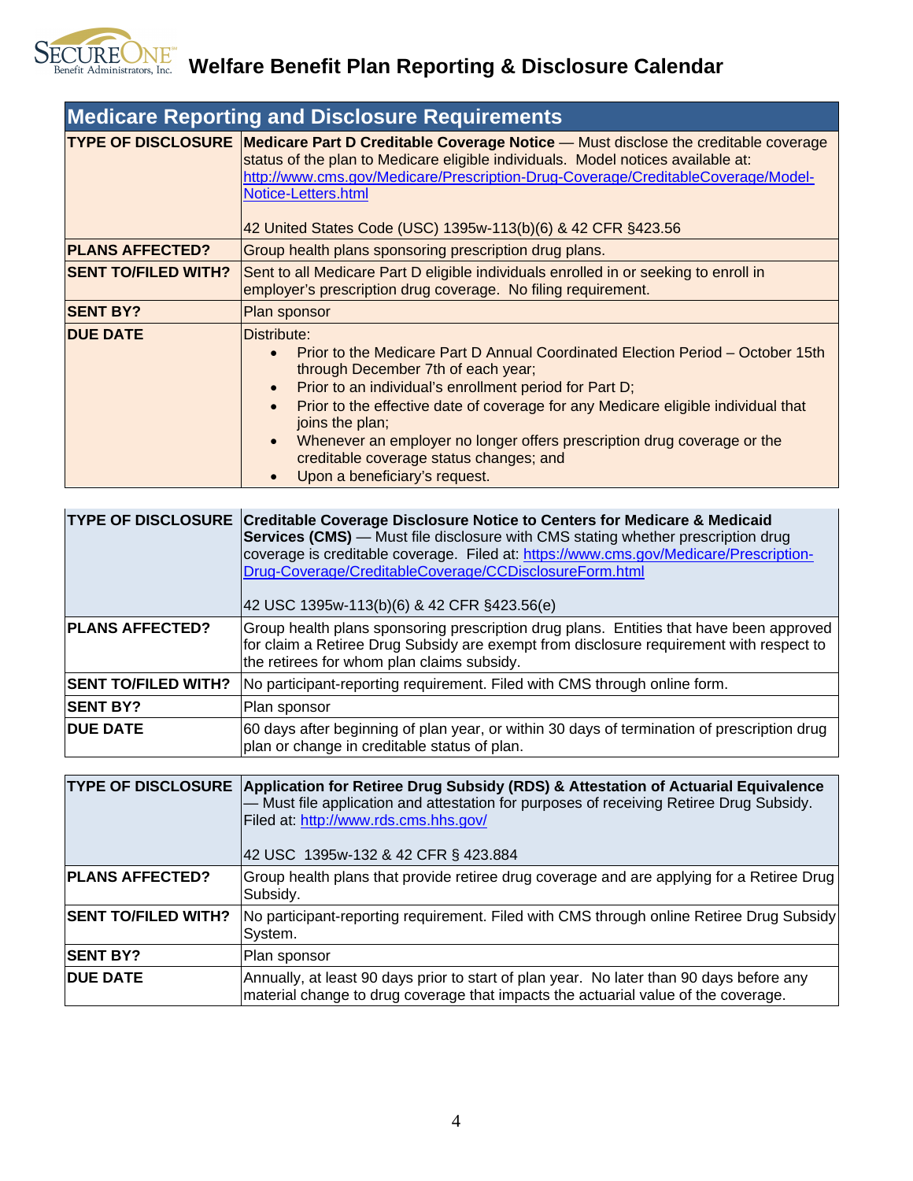## Medicare Reporting and Disclosure Requirements

| | |
|---|---|
| **TYPE OF DISCLOSURE** | **Medicare Part D Creditable Coverage Notice** — Must disclose the creditable coverage status of the plan to Medicare eligible individuals. Model notices available at: http://www.cms.gov/Medicare/Prescription-Drug-Coverage/CreditableCoverage/Model-Notice-Letters.html<br><br>42 United States Code (USC) 1395w-113(b)(6) & 42 CFR §423.56 |
| **PLANS AFFECTED?** | Group health plans sponsoring prescription drug plans. |
| **SENT TO/FILED WITH?** | Sent to all Medicare Part D eligible individuals enrolled in or seeking to enroll in employer's prescription drug coverage. No filing requirement. |
| **SENT BY?** | Plan sponsor |
| **DUE DATE** | Distribute:<br>• Prior to the Medicare Part D Annual Coordinated Election Period – October 15th through December 7th of each year;<br>• Prior to an individual's enrollment period for Part D;<br>• Prior to the effective date of coverage for any Medicare eligible individual that joins the plan;<br>• Whenever an employer no longer offers prescription drug coverage or the creditable coverage status changes; and<br>• Upon a beneficiary's request. |

| | |
|---|---|
| **TYPE OF DISCLOSURE** | **Creditable Coverage Disclosure Notice to Centers for Medicare & Medicaid Services (CMS)** — Must file disclosure with CMS stating whether prescription drug coverage is creditable coverage. Filed at: https://www.cms.gov/Medicare/Prescription-Drug-Coverage/CreditableCoverage/CCDisclosureForm.html<br><br>42 USC 1395w-113(b)(6) & 42 CFR §423.56(e) |
| **PLANS AFFECTED?** | Group health plans sponsoring prescription drug plans. Entities that have been approved for claim a Retiree Drug Subsidy are exempt from disclosure requirement with respect to the retirees for whom plan claims subsidy. |
| **SENT TO/FILED WITH?** | No participant-reporting requirement. Filed with CMS through online form. |
| **SENT BY?** | Plan sponsor |
| **DUE DATE** | 60 days after beginning of plan year, or within 30 days of termination of prescription drug plan or change in creditable status of plan. |

| | |
|---|---|
| **TYPE OF DISCLOSURE** | **Application for Retiree Drug Subsidy (RDS) & Attestation of Actuarial Equivalence** — Must file application and attestation for purposes of receiving Retiree Drug Subsidy. Filed at: http://www.rds.cms.hhs.gov/<br><br>42 USC 1395w-132 & 42 CFR § 423.884 |
| **PLANS AFFECTED?** | Group health plans that provide retiree drug coverage and are applying for a Retiree Drug Subsidy. |
| **SENT TO/FILED WITH?** | No participant-reporting requirement. Filed with CMS through online Retiree Drug Subsidy System. |
| **SENT BY?** | Plan sponsor |
| **DUE DATE** | Annually, at least 90 days prior to start of plan year. No later than 90 days before any material change to drug coverage that impacts the actuarial value of the coverage. |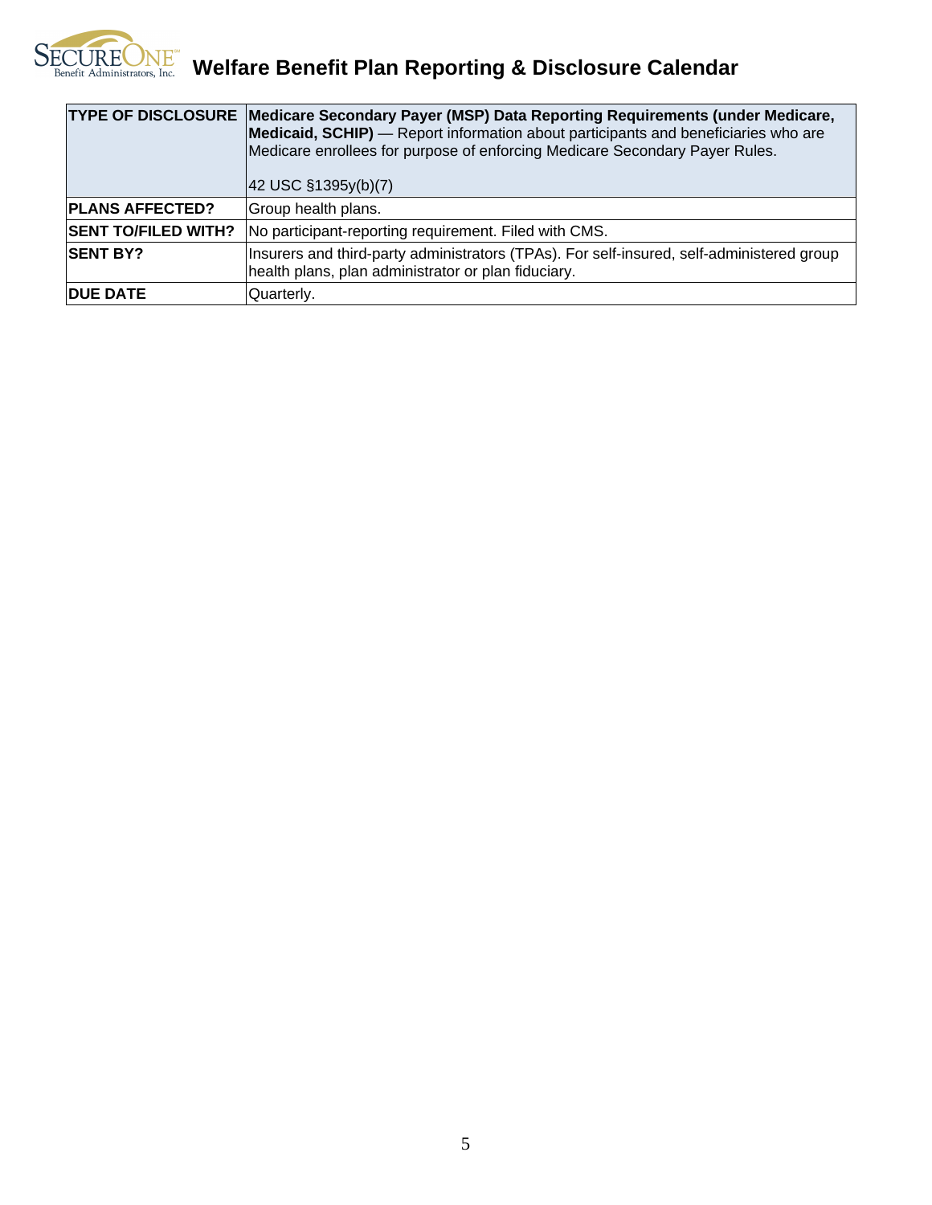| TYPE OF DISCLOSURE | **Medicare Secondary Payer (MSP) Data Reporting Requirements (under Medicare, Medicaid, SCHIP)** — Report information about participants and beneficiaries who are Medicare enrollees for purpose of enforcing Medicare Secondary Payer Rules.<br><br>42 USC §1395y(b)(7) |
|---|---|
| **PLANS AFFECTED?** | Group health plans. |
| **SENT TO/FILED WITH?** | No participant-reporting requirement. Filed with CMS. |
| **SENT BY?** | Insurers and third-party administrators (TPAs). For self-insured, self-administered group health plans, plan administrator or plan fiduciary. |
| **DUE DATE** | Quarterly. |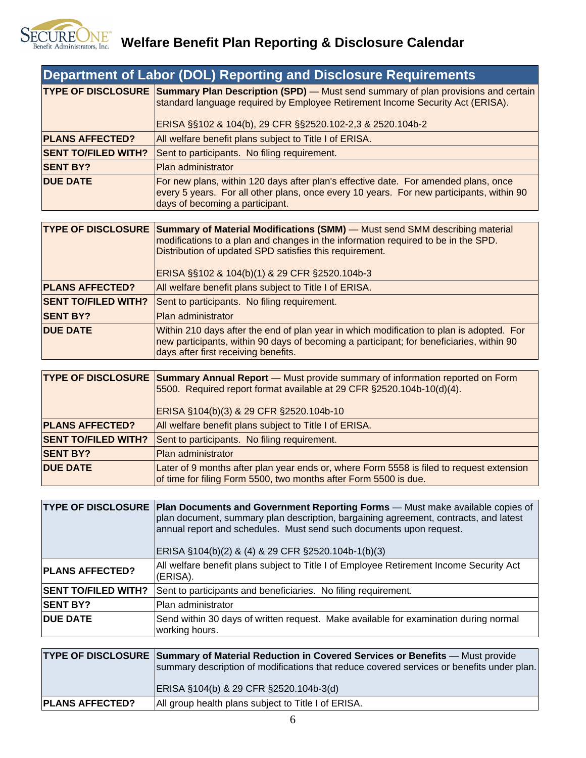# Welfare Benefit Plan Reporting & Disclosure Calendar

## Department of Labor (DOL) Reporting and Disclosure Requirements

| | |
|---|---|
| **TYPE OF DISCLOSURE** | **Summary Plan Description (SPD)** — Must send summary of plan provisions and certain standard language required by Employee Retirement Income Security Act (ERISA).<br><br>ERISA §§102 & 104(b), 29 CFR §§2520.102-2,3 & 2520.104b-2 |
| **PLANS AFFECTED?** | All welfare benefit plans subject to Title I of ERISA. |
| **SENT TO/FILED WITH?** | Sent to participants. No filing requirement. |
| **SENT BY?** | Plan administrator |
| **DUE DATE** | For new plans, within 120 days after plan's effective date. For amended plans, once every 5 years. For all other plans, once every 10 years. For new participants, within 90 days of becoming a participant. |

| | |
|---|---|
| **TYPE OF DISCLOSURE** | **Summary of Material Modifications (SMM)** — Must send SMM describing material modifications to a plan and changes in the information required to be in the SPD. Distribution of updated SPD satisfies this requirement.<br><br>ERISA §§102 & 104(b)(1) & 29 CFR §2520.104b-3 |
| **PLANS AFFECTED?** | All welfare benefit plans subject to Title I of ERISA. |
| **SENT TO/FILED WITH?** | Sent to participants. No filing requirement. |
| **SENT BY?** | Plan administrator |
| **DUE DATE** | Within 210 days after the end of plan year in which modification to plan is adopted. For new participants, within 90 days of becoming a participant; for beneficiaries, within 90 days after first receiving benefits. |

| | |
|---|---|
| **TYPE OF DISCLOSURE** | **Summary Annual Report** — Must provide summary of information reported on Form 5500. Required report format available at 29 CFR §2520.104b-10(d)(4).<br><br>ERISA §104(b)(3) & 29 CFR §2520.104b-10 |
| **PLANS AFFECTED?** | All welfare benefit plans subject to Title I of ERISA. |
| **SENT TO/FILED WITH?** | Sent to participants. No filing requirement. |
| **SENT BY?** | Plan administrator |
| **DUE DATE** | Later of 9 months after plan year ends or, where Form 5558 is filed to request extension of time for filing Form 5500, two months after Form 5500 is due. |

| | |
|---|---|
| **TYPE OF DISCLOSURE** | **Plan Documents and Government Reporting Forms** — Must make available copies of plan document, summary plan description, bargaining agreement, contracts, and latest annual report and schedules. Must send such documents upon request.<br><br>ERISA §104(b)(2) & (4) & 29 CFR §2520.104b-1(b)(3) |
| **PLANS AFFECTED?** | All welfare benefit plans subject to Title I of Employee Retirement Income Security Act (ERISA). |
| **SENT TO/FILED WITH?** | Sent to participants and beneficiaries. No filing requirement. |
| **SENT BY?** | Plan administrator |
| **DUE DATE** | Send within 30 days of written request. Make available for examination during normal working hours. |

| | |
|---|---|
| **TYPE OF DISCLOSURE** | **Summary of Material Reduction in Covered Services or Benefits** — Must provide summary description of modifications that reduce covered services or benefits under plan.<br><br>ERISA §104(b) & 29 CFR §2520.104b-3(d) |
| **PLANS AFFECTED?** | All group health plans subject to Title I of ERISA. |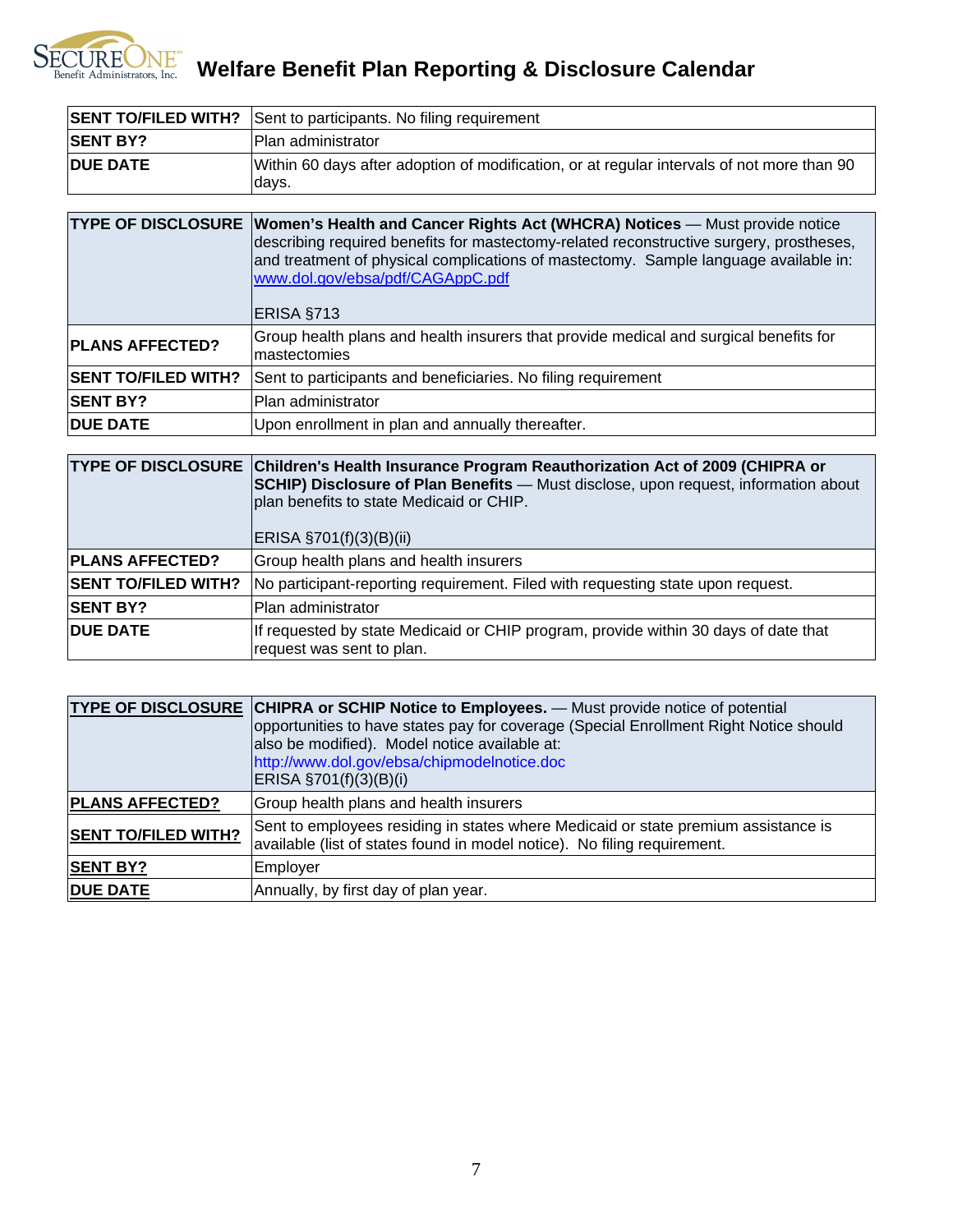| | |
|---|---|
| **SENT TO/FILED WITH?** | Sent to participants. No filing requirement |
| **SENT BY?** | Plan administrator |
| **DUE DATE** | Within 60 days after adoption of modification, or at regular intervals of not more than 90 days. |

| | |
|---|---|
| **TYPE OF DISCLOSURE** | **Women's Health and Cancer Rights Act (WHCRA) Notices** — Must provide notice describing required benefits for mastectomy-related reconstructive surgery, prostheses, and treatment of physical complications of mastectomy. Sample language available in: www.dol.gov/ebsa/pdf/CAGAppC.pdf<br><br>ERISA §713 |
| **PLANS AFFECTED?** | Group health plans and health insurers that provide medical and surgical benefits for mastectomies |
| **SENT TO/FILED WITH?** | Sent to participants and beneficiaries. No filing requirement |
| **SENT BY?** | Plan administrator |
| **DUE DATE** | Upon enrollment in plan and annually thereafter. |

| | |
|---|---|
| **TYPE OF DISCLOSURE** | **Children's Health Insurance Program Reauthorization Act of 2009 (CHIPRA or SCHIP) Disclosure of Plan Benefits** — Must disclose, upon request, information about plan benefits to state Medicaid or CHIP.<br><br>ERISA §701(f)(3)(B)(ii) |
| **PLANS AFFECTED?** | Group health plans and health insurers |
| **SENT TO/FILED WITH?** | No participant-reporting requirement. Filed with requesting state upon request. |
| **SENT BY?** | Plan administrator |
| **DUE DATE** | If requested by state Medicaid or CHIP program, provide within 30 days of date that request was sent to plan. |

| | |
|---|---|
| **TYPE OF DISCLOSURE** | **CHIPRA or SCHIP Notice to Employees.** — Must provide notice of potential opportunities to have states pay for coverage (Special Enrollment Right Notice should also be modified). Model notice available at: http://www.dol.gov/ebsa/chipmodelnotice.doc<br>ERISA §701(f)(3)(B)(i) |
| **PLANS AFFECTED?** | Group health plans and health insurers |
| **SENT TO/FILED WITH?** | Sent to employees residing in states where Medicaid or state premium assistance is available (list of states found in model notice). No filing requirement. |
| **SENT BY?** | Employer |
| **DUE DATE** | Annually, by first day of plan year. |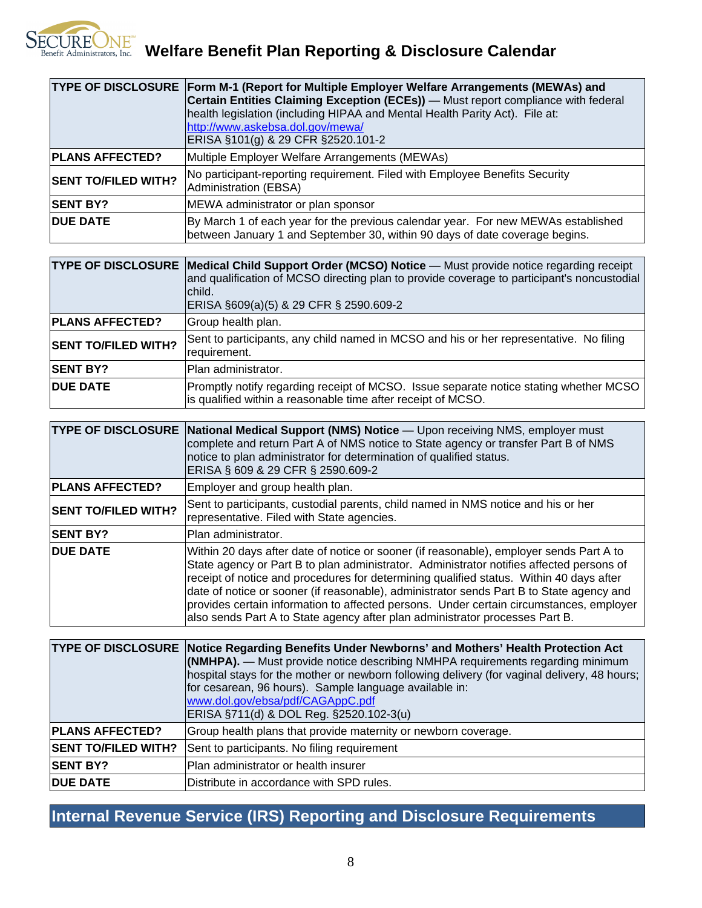| TYPE OF DISCLOSURE | **Form M-1 (Report for Multiple Employer Welfare Arrangements (MEWAs) and Certain Entities Claiming Exception (ECEs))** — Must report compliance with federal health legislation (including HIPAA and Mental Health Parity Act). File at: http://www.askebsa.dol.gov/mewa/ ERISA §101(g) & 29 CFR §2520.101-2 |
|---|---|
| **PLANS AFFECTED?** | Multiple Employer Welfare Arrangements (MEWAs) |
| **SENT TO/FILED WITH?** | No participant-reporting requirement. Filed with Employee Benefits Security Administration (EBSA) |
| **SENT BY?** | MEWA administrator or plan sponsor |
| **DUE DATE** | By March 1 of each year for the previous calendar year. For new MEWAs established between January 1 and September 30, within 90 days of date coverage begins. |

| TYPE OF DISCLOSURE | **Medical Child Support Order (MCSO) Notice** — Must provide notice regarding receipt and qualification of MCSO directing plan to provide coverage to participant's noncustodial child. ERISA §609(a)(5) & 29 CFR § 2590.609-2 |
|---|---|
| **PLANS AFFECTED?** | Group health plan. |
| **SENT TO/FILED WITH?** | Sent to participants, any child named in MCSO and his or her representative. No filing requirement. |
| **SENT BY?** | Plan administrator. |
| **DUE DATE** | Promptly notify regarding receipt of MCSO. Issue separate notice stating whether MCSO is qualified within a reasonable time after receipt of MCSO. |

| TYPE OF DISCLOSURE | **National Medical Support (NMS) Notice** — Upon receiving NMS, employer must complete and return Part A of NMS notice to State agency or transfer Part B of NMS notice to plan administrator for determination of qualified status. ERISA § 609 & 29 CFR § 2590.609-2 |
|---|---|
| **PLANS AFFECTED?** | Employer and group health plan. |
| **SENT TO/FILED WITH?** | Sent to participants, custodial parents, child named in NMS notice and his or her representative. Filed with State agencies. |
| **SENT BY?** | Plan administrator. |
| **DUE DATE** | Within 20 days after date of notice or sooner (if reasonable), employer sends Part A to State agency or Part B to plan administrator. Administrator notifies affected persons of receipt of notice and procedures for determining qualified status. Within 40 days after date of notice or sooner (if reasonable), administrator sends Part B to State agency and provides certain information to affected persons. Under certain circumstances, employer also sends Part A to State agency after plan administrator processes Part B. |

| TYPE OF DISCLOSURE | **Notice Regarding Benefits Under Newborns' and Mothers' Health Protection Act (NMHPA).** — Must provide notice describing NMHPA requirements regarding minimum hospital stays for the mother or newborn following delivery (for vaginal delivery, 48 hours; for cesarean, 96 hours). Sample language available in: www.dol.gov/ebsa/pdf/CAGAppC.pdf ERISA §711(d) & DOL Reg. §2520.102-3(u) |
|---|---|
| **PLANS AFFECTED?** | Group health plans that provide maternity or newborn coverage. |
| **SENT TO/FILED WITH?** | Sent to participants. No filing requirement |
| **SENT BY?** | Plan administrator or health insurer |
| **DUE DATE** | Distribute in accordance with SPD rules. |

## Internal Revenue Service (IRS) Reporting and Disclosure Requirements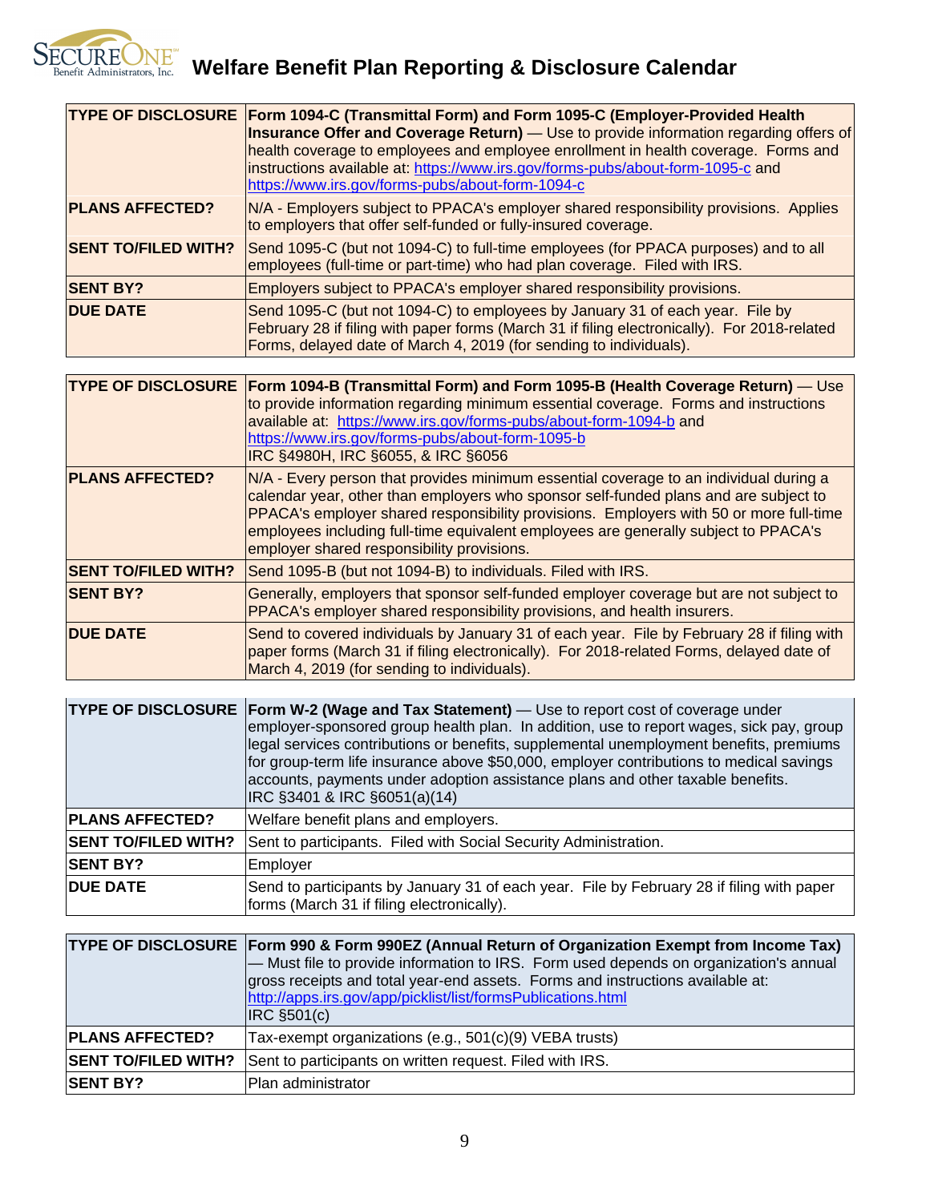# Welfare Benefit Plan Reporting & Disclosure Calendar

| | |
|---|---|
| **TYPE OF DISCLOSURE** | **Form 1094-C (Transmittal Form) and Form 1095-C (Employer-Provided Health Insurance Offer and Coverage Return)** — Use to provide information regarding offers of health coverage to employees and employee enrollment in health coverage. Forms and instructions available at: https://www.irs.gov/forms-pubs/about-form-1095-c and https://www.irs.gov/forms-pubs/about-form-1094-c |
| **PLANS AFFECTED?** | N/A - Employers subject to PPACA's employer shared responsibility provisions. Applies to employers that offer self-funded or fully-insured coverage. |
| **SENT TO/FILED WITH?** | Send 1095-C (but not 1094-C) to full-time employees (for PPACA purposes) and to all employees (full-time or part-time) who had plan coverage. Filed with IRS. |
| **SENT BY?** | Employers subject to PPACA's employer shared responsibility provisions. |
| **DUE DATE** | Send 1095-C (but not 1094-C) to employees by January 31 of each year. File by February 28 if filing with paper forms (March 31 if filing electronically). For 2018-related Forms, delayed date of March 4, 2019 (for sending to individuals). |

| | |
|---|---|
| **TYPE OF DISCLOSURE** | **Form 1094-B (Transmittal Form) and Form 1095-B (Health Coverage Return)** — Use to provide information regarding minimum essential coverage. Forms and instructions available at: https://www.irs.gov/forms-pubs/about-form-1094-b and https://www.irs.gov/forms-pubs/about-form-1095-b IRC §4980H, IRC §6055, & IRC §6056 |
| **PLANS AFFECTED?** | N/A - Every person that provides minimum essential coverage to an individual during a calendar year, other than employers who sponsor self-funded plans and are subject to PPACA's employer shared responsibility provisions. Employers with 50 or more full-time employees including full-time equivalent employees are generally subject to PPACA's employer shared responsibility provisions. |
| **SENT TO/FILED WITH?** | Send 1095-B (but not 1094-B) to individuals. Filed with IRS. |
| **SENT BY?** | Generally, employers that sponsor self-funded employer coverage but are not subject to PPACA's employer shared responsibility provisions, and health insurers. |
| **DUE DATE** | Send to covered individuals by January 31 of each year. File by February 28 if filing with paper forms (March 31 if filing electronically). For 2018-related Forms, delayed date of March 4, 2019 (for sending to individuals). |

| | |
|---|---|
| **TYPE OF DISCLOSURE** | **Form W-2 (Wage and Tax Statement)** — Use to report cost of coverage under employer-sponsored group health plan. In addition, use to report wages, sick pay, group legal services contributions or benefits, supplemental unemployment benefits, premiums for group-term life insurance above $50,000, employer contributions to medical savings accounts, payments under adoption assistance plans and other taxable benefits. IRC §3401 & IRC §6051(a)(14) |
| **PLANS AFFECTED?** | Welfare benefit plans and employers. |
| **SENT TO/FILED WITH?** | Sent to participants. Filed with Social Security Administration. |
| **SENT BY?** | Employer |
| **DUE DATE** | Send to participants by January 31 of each year. File by February 28 if filing with paper forms (March 31 if filing electronically). |

| | |
|---|---|
| **TYPE OF DISCLOSURE** | **Form 990 & Form 990EZ (Annual Return of Organization Exempt from Income Tax)** — Must file to provide information to IRS. Form used depends on organization's annual gross receipts and total year-end assets. Forms and instructions available at: http://apps.irs.gov/app/picklist/list/formsPublications.html IRC §501(c) |
| **PLANS AFFECTED?** | Tax-exempt organizations (e.g., 501(c)(9) VEBA trusts) |
| **SENT TO/FILED WITH?** | Sent to participants on written request. Filed with IRS. |
| **SENT BY?** | Plan administrator |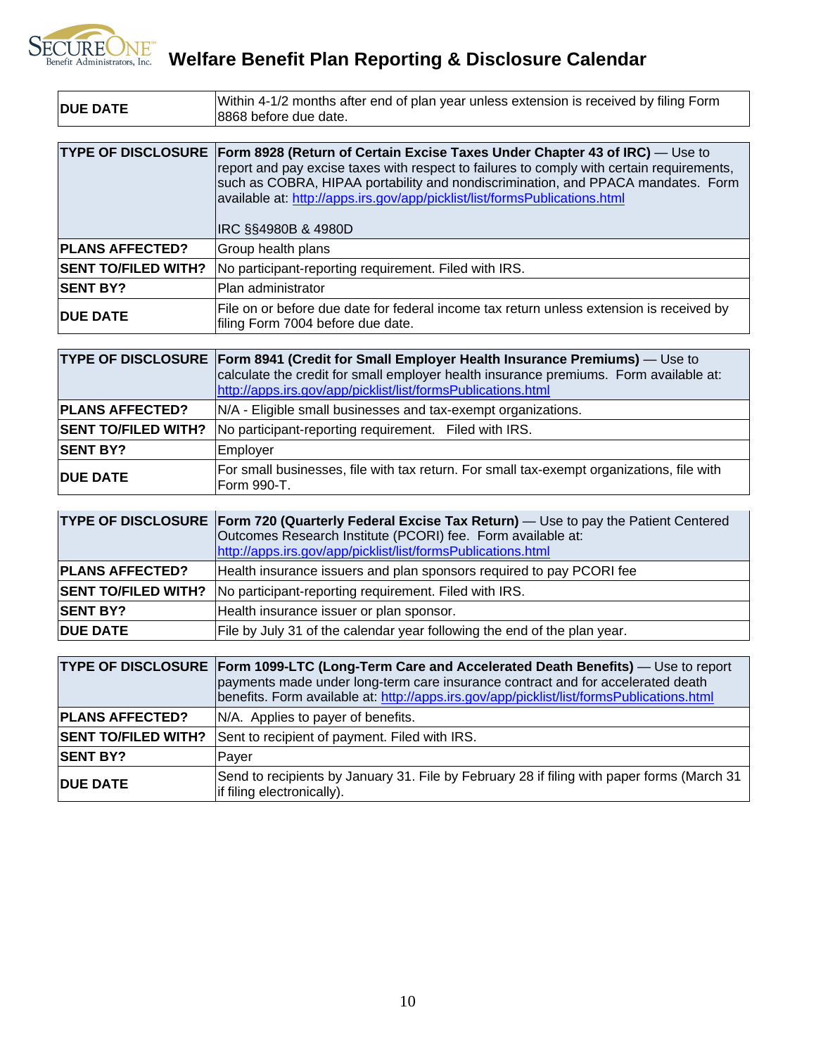| DUE DATE | Within 4-1/2 months after end of plan year unless extension is received by filing Form 8868 before due date. |
|---|---|

| TYPE OF DISCLOSURE | **Form 8928 (Return of Certain Excise Taxes Under Chapter 43 of IRC)** — Use to report and pay excise taxes with respect to failures to comply with certain requirements, such as COBRA, HIPAA portability and nondiscrimination, and PPACA mandates. Form available at: http://apps.irs.gov/app/picklist/list/formsPublications.html <br><br> IRC §§4980B & 4980D |
|---|---|
| **PLANS AFFECTED?** | Group health plans |
| **SENT TO/FILED WITH?** | No participant-reporting requirement. Filed with IRS. |
| **SENT BY?** | Plan administrator |
| **DUE DATE** | File on or before due date for federal income tax return unless extension is received by filing Form 7004 before due date. |

| TYPE OF DISCLOSURE | **Form 8941 (Credit for Small Employer Health Insurance Premiums)** — Use to calculate the credit for small employer health insurance premiums. Form available at: http://apps.irs.gov/app/picklist/list/formsPublications.html |
|---|---|
| **PLANS AFFECTED?** | N/A - Eligible small businesses and tax-exempt organizations. |
| **SENT TO/FILED WITH?** | No participant-reporting requirement. Filed with IRS. |
| **SENT BY?** | Employer |
| **DUE DATE** | For small businesses, file with tax return. For small tax-exempt organizations, file with Form 990-T. |

| TYPE OF DISCLOSURE | **Form 720 (Quarterly Federal Excise Tax Return)** — Use to pay the Patient Centered Outcomes Research Institute (PCORI) fee. Form available at: http://apps.irs.gov/app/picklist/list/formsPublications.html |
|---|---|
| **PLANS AFFECTED?** | Health insurance issuers and plan sponsors required to pay PCORI fee |
| **SENT TO/FILED WITH?** | No participant-reporting requirement. Filed with IRS. |
| **SENT BY?** | Health insurance issuer or plan sponsor. |
| **DUE DATE** | File by July 31 of the calendar year following the end of the plan year. |

| TYPE OF DISCLOSURE | **Form 1099-LTC (Long-Term Care and Accelerated Death Benefits)** — Use to report payments made under long-term care insurance contract and for accelerated death benefits. Form available at: http://apps.irs.gov/app/picklist/list/formsPublications.html |
|---|---|
| **PLANS AFFECTED?** | N/A. Applies to payer of benefits. |
| **SENT TO/FILED WITH?** | Sent to recipient of payment. Filed with IRS. |
| **SENT BY?** | Payer |
| **DUE DATE** | Send to recipients by January 31. File by February 28 if filing with paper forms (March 31 if filing electronically). |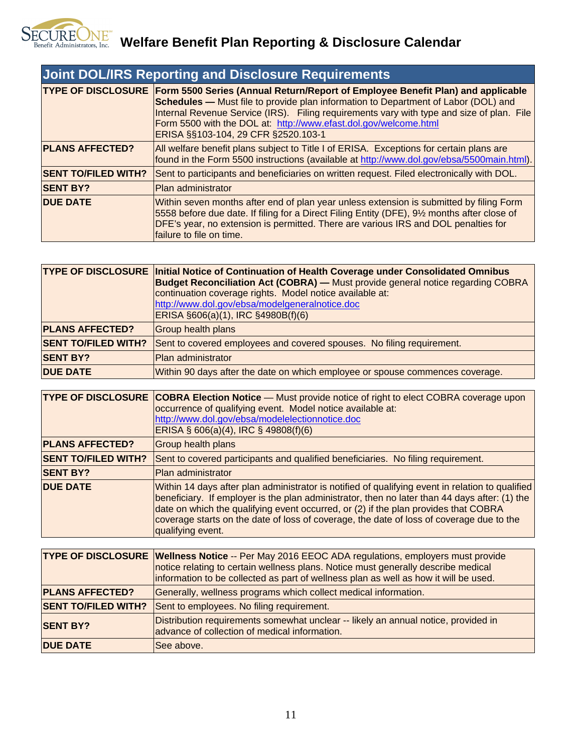# Welfare Benefit Plan Reporting & Disclosure Calendar

## Joint DOL/IRS Reporting and Disclosure Requirements

| | |
|---|---|
| **TYPE OF DISCLOSURE** | **Form 5500 Series (Annual Return/Report of Employee Benefit Plan) and applicable Schedules —** Must file to provide plan information to Department of Labor (DOL) and Internal Revenue Service (IRS). Filing requirements vary with type and size of plan. File Form 5500 with the DOL at: http://www.efast.dol.gov/welcome.html ERISA §§103-104, 29 CFR §2520.103-1 |
| **PLANS AFFECTED?** | All welfare benefit plans subject to Title I of ERISA. Exceptions for certain plans are found in the Form 5500 instructions (available at http://www.dol.gov/ebsa/5500main.html). |
| **SENT TO/FILED WITH?** | Sent to participants and beneficiaries on written request. Filed electronically with DOL. |
| **SENT BY?** | Plan administrator |
| **DUE DATE** | Within seven months after end of plan year unless extension is submitted by filing Form 5558 before due date. If filing for a Direct Filing Entity (DFE), 9½ months after close of DFE's year, no extension is permitted. There are various IRS and DOL penalties for failure to file on time. |

| | |
|---|---|
| **TYPE OF DISCLOSURE** | **Initial Notice of Continuation of Health Coverage under Consolidated Omnibus Budget Reconciliation Act (COBRA) —** Must provide general notice regarding COBRA continuation coverage rights. Model notice available at: http://www.dol.gov/ebsa/modelgeneralnotice.doc ERISA §606(a)(1), IRC §4980B(f)(6) |
| **PLANS AFFECTED?** | Group health plans |
| **SENT TO/FILED WITH?** | Sent to covered employees and covered spouses. No filing requirement. |
| **SENT BY?** | Plan administrator |
| **DUE DATE** | Within 90 days after the date on which employee or spouse commences coverage. |

| | |
|---|---|
| **TYPE OF DISCLOSURE** | **COBRA Election Notice** — Must provide notice of right to elect COBRA coverage upon occurrence of qualifying event. Model notice available at: http://www.dol.gov/ebsa/modelelectionnotice.doc ERISA § 606(a)(4), IRC § 49808(f)(6) |
| **PLANS AFFECTED?** | Group health plans |
| **SENT TO/FILED WITH?** | Sent to covered participants and qualified beneficiaries. No filing requirement. |
| **SENT BY?** | Plan administrator |
| **DUE DATE** | Within 14 days after plan administrator is notified of qualifying event in relation to qualified beneficiary. If employer is the plan administrator, then no later than 44 days after: (1) the date on which the qualifying event occurred, or (2) if the plan provides that COBRA coverage starts on the date of loss of coverage, the date of loss of coverage due to the qualifying event. |

| | |
|---|---|
| **TYPE OF DISCLOSURE** | **Wellness Notice** -- Per May 2016 EEOC ADA regulations, employers must provide notice relating to certain wellness plans. Notice must generally describe medical information to be collected as part of wellness plan as well as how it will be used. |
| **PLANS AFFECTED?** | Generally, wellness programs which collect medical information. |
| **SENT TO/FILED WITH?** | Sent to employees. No filing requirement. |
| **SENT BY?** | Distribution requirements somewhat unclear -- likely an annual notice, provided in advance of collection of medical information. |
| **DUE DATE** | See above. |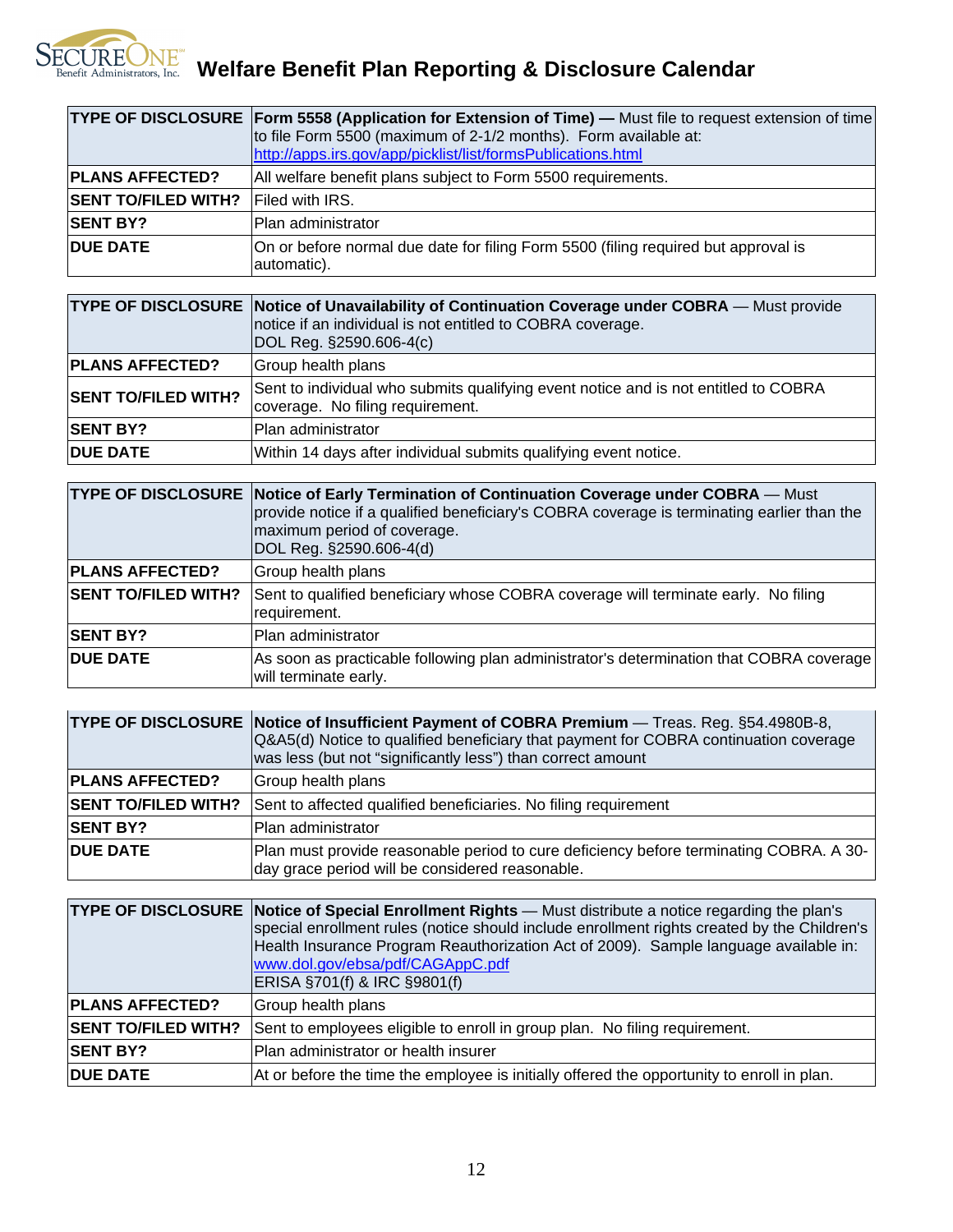# Welfare Benefit Plan Reporting & Disclosure Calendar

| TYPE OF DISCLOSURE | **Form 5558 (Application for Extension of Time) —** Must file to request extension of time to file Form 5500 (maximum of 2-1/2 months). Form available at: http://apps.irs.gov/app/picklist/list/formsPublications.html |
|---|---|
| **PLANS AFFECTED?** | All welfare benefit plans subject to Form 5500 requirements. |
| **SENT TO/FILED WITH?** | Filed with IRS. |
| **SENT BY?** | Plan administrator |
| **DUE DATE** | On or before normal due date for filing Form 5500 (filing required but approval is automatic). |

| TYPE OF DISCLOSURE | **Notice of Unavailability of Continuation Coverage under COBRA** — Must provide notice if an individual is not entitled to COBRA coverage. DOL Reg. §2590.606-4(c) |
|---|---|
| **PLANS AFFECTED?** | Group health plans |
| **SENT TO/FILED WITH?** | Sent to individual who submits qualifying event notice and is not entitled to COBRA coverage. No filing requirement. |
| **SENT BY?** | Plan administrator |
| **DUE DATE** | Within 14 days after individual submits qualifying event notice. |

| TYPE OF DISCLOSURE | **Notice of Early Termination of Continuation Coverage under COBRA** — Must provide notice if a qualified beneficiary's COBRA coverage is terminating earlier than the maximum period of coverage. DOL Reg. §2590.606-4(d) |
|---|---|
| **PLANS AFFECTED?** | Group health plans |
| **SENT TO/FILED WITH?** | Sent to qualified beneficiary whose COBRA coverage will terminate early. No filing requirement. |
| **SENT BY?** | Plan administrator |
| **DUE DATE** | As soon as practicable following plan administrator's determination that COBRA coverage will terminate early. |

| TYPE OF DISCLOSURE | **Notice of Insufficient Payment of COBRA Premium** — Treas. Reg. §54.4980B-8, Q&A5(d) Notice to qualified beneficiary that payment for COBRA continuation coverage was less (but not "significantly less") than correct amount |
|---|---|
| **PLANS AFFECTED?** | Group health plans |
| **SENT TO/FILED WITH?** | Sent to affected qualified beneficiaries. No filing requirement |
| **SENT BY?** | Plan administrator |
| **DUE DATE** | Plan must provide reasonable period to cure deficiency before terminating COBRA. A 30-day grace period will be considered reasonable. |

| TYPE OF DISCLOSURE | **Notice of Special Enrollment Rights** — Must distribute a notice regarding the plan's special enrollment rules (notice should include enrollment rights created by the Children's Health Insurance Program Reauthorization Act of 2009). Sample language available in: www.dol.gov/ebsa/pdf/CAGAppC.pdf ERISA §701(f) & IRC §9801(f) |
|---|---|
| **PLANS AFFECTED?** | Group health plans |
| **SENT TO/FILED WITH?** | Sent to employees eligible to enroll in group plan. No filing requirement. |
| **SENT BY?** | Plan administrator or health insurer |
| **DUE DATE** | At or before the time the employee is initially offered the opportunity to enroll in plan. |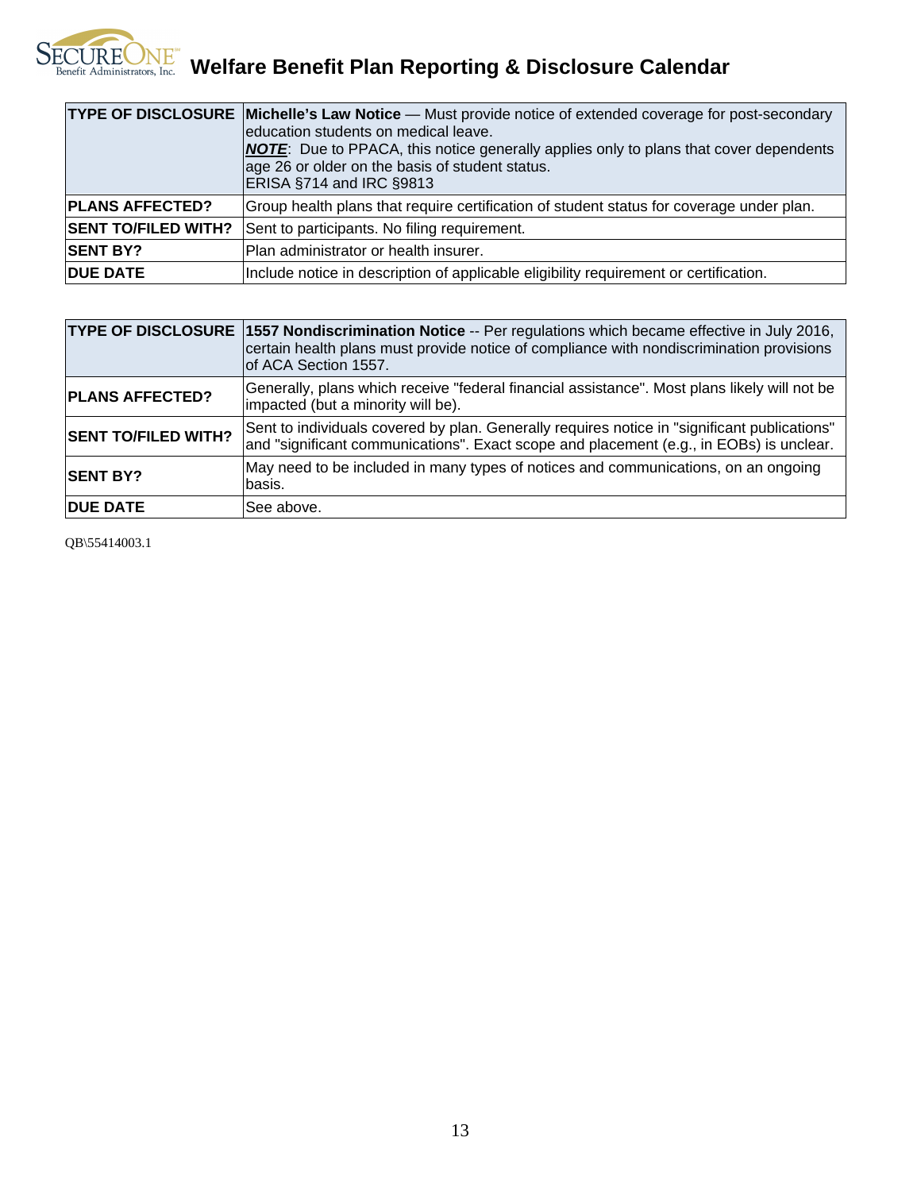| | |
|---|---|
| **TYPE OF DISCLOSURE** | **Michelle's Law Notice** — Must provide notice of extended coverage for post-secondary education students on medical leave. ***NOTE***: Due to PPACA, this notice generally applies only to plans that cover dependents age 26 or older on the basis of student status. ERISA §714 and IRC §9813 |
| **PLANS AFFECTED?** | Group health plans that require certification of student status for coverage under plan. |
| **SENT TO/FILED WITH?** | Sent to participants. No filing requirement. |
| **SENT BY?** | Plan administrator or health insurer. |
| **DUE DATE** | Include notice in description of applicable eligibility requirement or certification. |

| | |
|---|---|
| **TYPE OF DISCLOSURE** | **1557 Nondiscrimination Notice** -- Per regulations which became effective in July 2016, certain health plans must provide notice of compliance with nondiscrimination provisions of ACA Section 1557. |
| **PLANS AFFECTED?** | Generally, plans which receive "federal financial assistance". Most plans likely will not be impacted (but a minority will be). |
| **SENT TO/FILED WITH?** | Sent to individuals covered by plan. Generally requires notice in "significant publications" and "significant communications". Exact scope and placement (e.g., in EOBs) is unclear. |
| **SENT BY?** | May need to be included in many types of notices and communications, on an ongoing basis. |
| **DUE DATE** | See above. |

QB\55414003.1